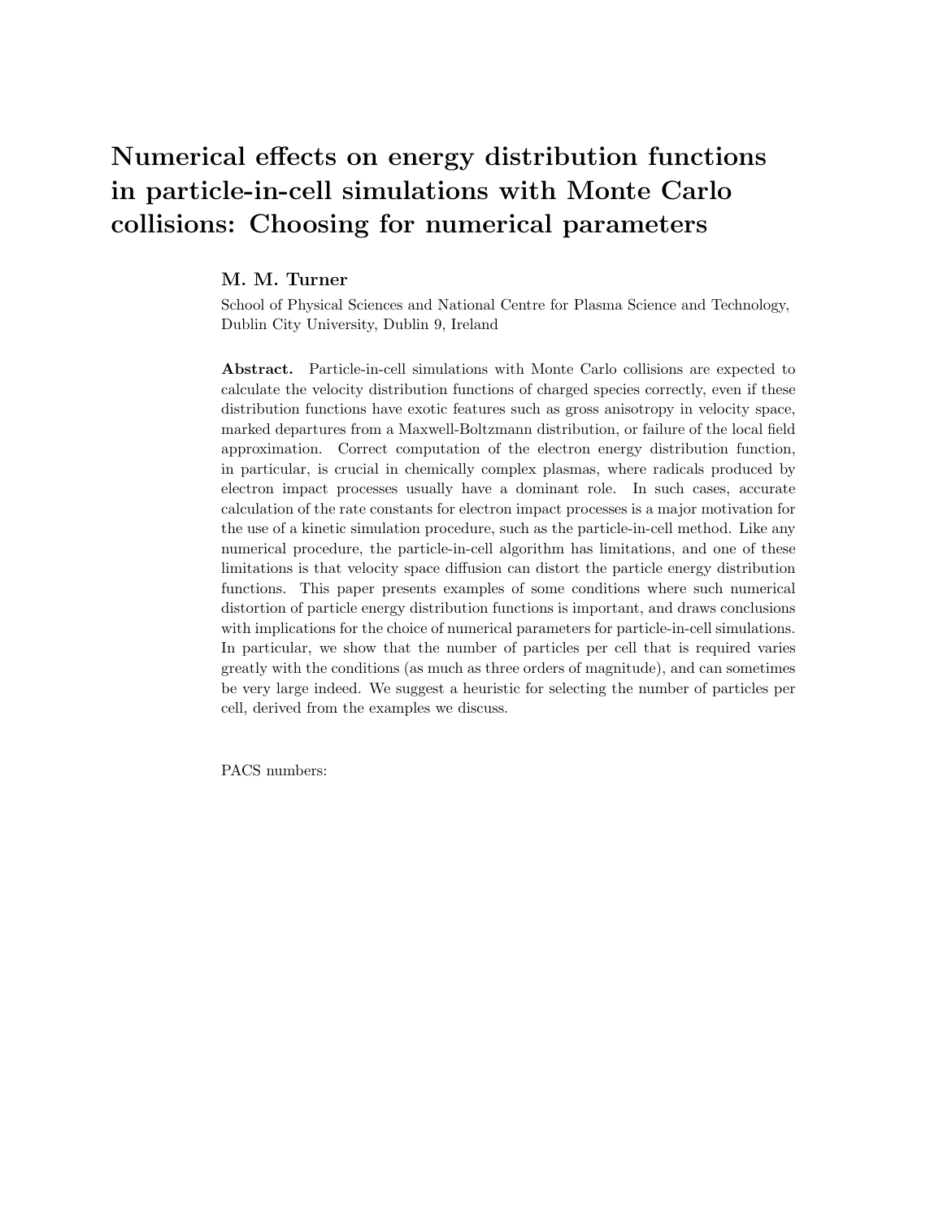# Numerical effects on energy distribution functions in particle-in-cell simulations with Monte Carlo collisions: Choosing for numerical parameters

**M. M. Turner**

School of Physical Sciences and National Centre for Plasma Science and Technology, Dublin City University, Dublin 9, Ireland

**Abstract.** Particle-in-cell simulations with Monte Carlo collisions are expected to calculate the velocity distribution functions of charged species correctly, even if these distribution functions have exotic features such as gross anisotropy in velocity space, marked departures from a Maxwell-Boltzmann distribution, or failure of the local field approximation. Correct computation of the electron energy distribution function, in particular, is crucial in chemically complex plasmas, where radicals produced by electron impact processes usually have a dominant role. In such cases, accurate calculation of the rate constants for electron impact processes is a major motivation for the use of a kinetic simulation procedure, such as the particle-in-cell method. Like any numerical procedure, the particle-in-cell algorithm has limitations, and one of these limitations is that velocity space diffusion can distort the particle energy distribution functions. This paper presents examples of some conditions where such numerical distortion of particle energy distribution functions is important, and draws conclusions with implications for the choice of numerical parameters for particle-in-cell simulations. In particular, we show that the number of particles per cell that is required varies greatly with the conditions (as much as three orders of magnitude), and can sometimes be very large indeed. We suggest a heuristic for selecting the number of particles per cell, derived from the examples we discuss.

PACS numbers: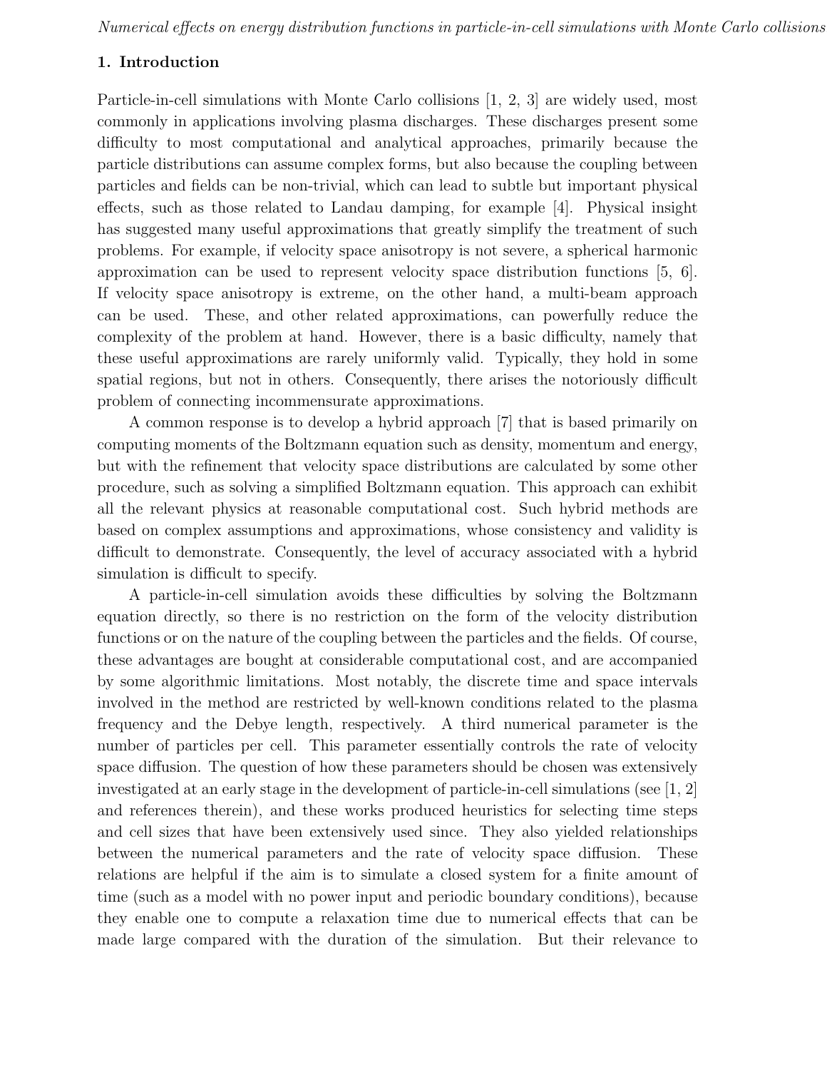## 1. Introduction

Particle-in-cell simulations with Monte Carlo collisions [1, 2, 3] are widely used, most commonly in applications involving plasma discharges. These discharges present some difficulty to most computational and analytical approaches, primarily because the particle distributions can assume complex forms, but also because the coupling between particles and fields can be non-trivial, which can lead to subtle but important physical effects, such as those related to Landau damping, for example [4]. Physical insight has suggested many useful approximations that greatly simplify the treatment of such problems. For example, if velocity space anisotropy is not severe, a spherical harmonic approximation can be used to represent velocity space distribution functions [5, 6]. If velocity space anisotropy is extreme, on the other hand, a multi-beam approach can be used. These, and other related approximations, can powerfully reduce the complexity of the problem at hand. However, there is a basic difficulty, namely that these useful approximations are rarely uniformly valid. Typically, they hold in some spatial regions, but not in others. Consequently, there arises the notoriously difficult problem of connecting incommensurate approximations.

A common response is to develop a hybrid approach [7] that is based primarily on computing moments of the Boltzmann equation such as density, momentum and energy, but with the refinement that velocity space distributions are calculated by some other procedure, such as solving a simplified Boltzmann equation. This approach can exhibit all the relevant physics at reasonable computational cost. Such hybrid methods are based on complex assumptions and approximations, whose consistency and validity is difficult to demonstrate. Consequently, the level of accuracy associated with a hybrid simulation is difficult to specify.

A particle-in-cell simulation avoids these difficulties by solving the Boltzmann equation directly, so there is no restriction on the form of the velocity distribution functions or on the nature of the coupling between the particles and the fields. Of course, these advantages are bought at considerable computational cost, and are accompanied by some algorithmic limitations. Most notably, the discrete time and space intervals involved in the method are restricted by well-known conditions related to the plasma frequency and the Debye length, respectively. A third numerical parameter is the number of particles per cell. This parameter essentially controls the rate of velocity space diffusion. The question of how these parameters should be chosen was extensively investigated at an early stage in the development of particle-in-cell simulations (see [1, 2] and references therein), and these works produced heuristics for selecting time steps and cell sizes that have been extensively used since. They also yielded relationships between the numerical parameters and the rate of velocity space diffusion. These relations are helpful if the aim is to simulate a closed system for a finite amount of time (such as a model with no power input and periodic boundary conditions), because they enable one to compute a relaxation time due to numerical effects that can be made large compared with the duration of the simulation. But their relevance to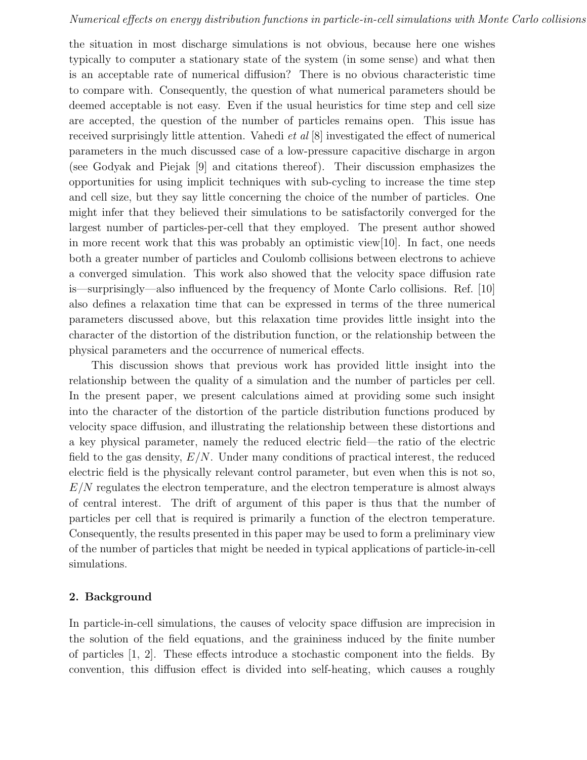the situation in most discharge simulations is not obvious, because here one wishes typically to computer a stationary state of the system (in some sense) and what then is an acceptable rate of numerical diffusion? There is no obvious characteristic time to compare with. Consequently, the question of what numerical parameters should be deemed acceptable is not easy. Even if the usual heuristics for time step and cell size are accepted, the question of the number of particles remains open. This issue has received surprisingly little attention. Vahedi *et al* [8] investigated the effect of numerical parameters in the much discussed case of a low-pressure capacitive discharge in argon (see Godyak and Piejak [9] and citations thereof). Their discussion emphasizes the opportunities for using implicit techniques with sub-cycling to increase the time step and cell size, but they say little concerning the choice of the number of particles. One might infer that they believed their simulations to be satisfactorily converged for the largest number of particles-per-cell that they employed. The present author showed in more recent work that this was probably an optimistic view[10]. In fact, one needs both a greater number of particles and Coulomb collisions between electrons to achieve a converged simulation. This work also showed that the velocity space diffusion rate is—surprisingly—also influenced by the frequency of Monte Carlo collisions. Ref. [10] also defines a relaxation time that can be expressed in terms of the three numerical parameters discussed above, but this relaxation time provides little insight into the character of the distortion of the distribution function, or the relationship between the physical parameters and the occurrence of numerical effects.

This discussion shows that previous work has provided little insight into the relationship between the quality of a simulation and the number of particles per cell. In the present paper, we present calculations aimed at providing some such insight into the character of the distortion of the particle distribution functions produced by velocity space diffusion, and illustrating the relationship between these distortions and a key physical parameter, namely the reduced electric field—the ratio of the electric field to the gas density, $E/N$. Under many conditions of practical interest, the reduced electric field is the physically relevant control parameter, but even when this is not so, $E/N$ regulates the electron temperature, and the electron temperature is almost always of central interest. The drift of argument of this paper is thus that the number of particles per cell that is required is primarily a function of the electron temperature. Consequently, the results presented in this paper may be used to form a preliminary view of the number of particles that might be needed in typical applications of particle-in-cell simulations.

## 2. Background

In particle-in-cell simulations, the causes of velocity space diffusion are imprecision in the solution of the field equations, and the graininess induced by the finite number of particles [1, 2]. These effects introduce a stochastic component into the fields. By convention, this diffusion effect is divided into self-heating, which causes a roughly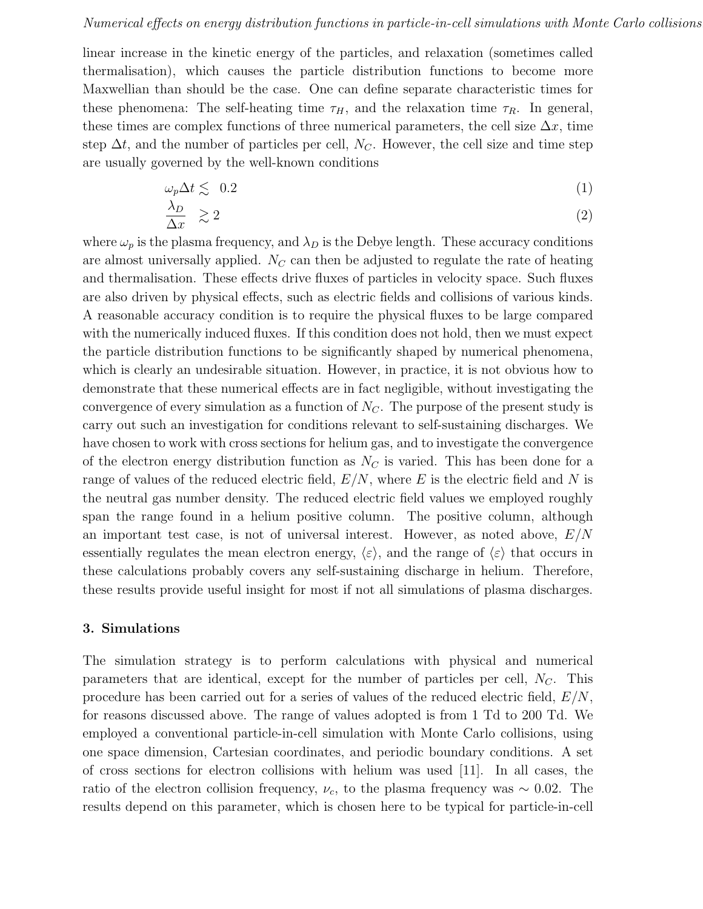linear increase in the kinetic energy of the particles, and relaxation (sometimes called thermalisation), which causes the particle distribution functions to become more Maxwellian than should be the case. One can define separate characteristic times for these phenomena: The self-heating time $\tau_H$, and the relaxation time $\tau_R$. In general, these times are complex functions of three numerical parameters, the cell size $\Delta x$, time step $\Delta t$, and the number of particles per cell, $N_C$. However, the cell size and time step are usually governed by the well-known conditions

$$\omega_p \Delta t \lesssim 0.2 \tag{1}$$

$$\frac{\lambda_D}{\Delta x} \gtrsim 2 \tag{2}$$

where $\omega_p$ is the plasma frequency, and $\lambda_D$ is the Debye length. These accuracy conditions are almost universally applied. $N_C$ can then be adjusted to regulate the rate of heating and thermalisation. These effects drive fluxes of particles in velocity space. Such fluxes are also driven by physical effects, such as electric fields and collisions of various kinds. A reasonable accuracy condition is to require the physical fluxes to be large compared with the numerically induced fluxes. If this condition does not hold, then we must expect the particle distribution functions to be significantly shaped by numerical phenomena, which is clearly an undesirable situation. However, in practice, it is not obvious how to demonstrate that these numerical effects are in fact negligible, without investigating the convergence of every simulation as a function of $N_C$. The purpose of the present study is carry out such an investigation for conditions relevant to self-sustaining discharges. We have chosen to work with cross sections for helium gas, and to investigate the convergence of the electron energy distribution function as $N_C$ is varied. This has been done for a range of values of the reduced electric field, $E/N$, where $E$ is the electric field and $N$ is the neutral gas number density. The reduced electric field values we employed roughly span the range found in a helium positive column. The positive column, although an important test case, is not of universal interest. However, as noted above, $E/N$ essentially regulates the mean electron energy, $\langle \varepsilon \rangle$, and the range of $\langle \varepsilon \rangle$ that occurs in these calculations probably covers any self-sustaining discharge in helium. Therefore, these results provide useful insight for most if not all simulations of plasma discharges.

## 3. Simulations

The simulation strategy is to perform calculations with physical and numerical parameters that are identical, except for the number of particles per cell, $N_C$. This procedure has been carried out for a series of values of the reduced electric field, $E/N$, for reasons discussed above. The range of values adopted is from 1 Td to 200 Td. We employed a conventional particle-in-cell simulation with Monte Carlo collisions, using one space dimension, Cartesian coordinates, and periodic boundary conditions. A set of cross sections for electron collisions with helium was used [11]. In all cases, the ratio of the electron collision frequency, $\nu_c$, to the plasma frequency was $\sim 0.02$. The results depend on this parameter, which is chosen here to be typical for particle-in-cell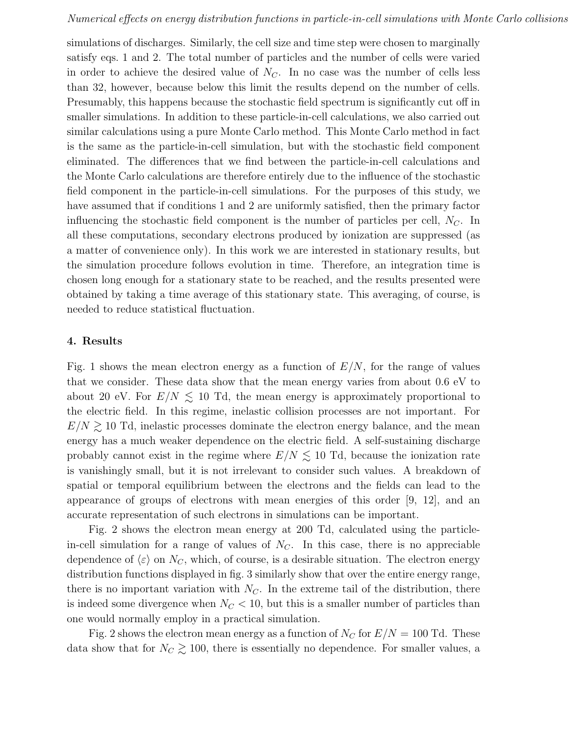simulations of discharges. Similarly, the cell size and time step were chosen to marginally satisfy eqs. 1 and 2. The total number of particles and the number of cells were varied in order to achieve the desired value of $N_C$. In no case was the number of cells less than 32, however, because below this limit the results depend on the number of cells. Presumably, this happens because the stochastic field spectrum is significantly cut off in smaller simulations. In addition to these particle-in-cell calculations, we also carried out similar calculations using a pure Monte Carlo method. This Monte Carlo method in fact is the same as the particle-in-cell simulation, but with the stochastic field component eliminated. The differences that we find between the particle-in-cell calculations and the Monte Carlo calculations are therefore entirely due to the influence of the stochastic field component in the particle-in-cell simulations. For the purposes of this study, we have assumed that if conditions 1 and 2 are uniformly satisfied, then the primary factor influencing the stochastic field component is the number of particles per cell, $N_C$. In all these computations, secondary electrons produced by ionization are suppressed (as a matter of convenience only). In this work we are interested in stationary results, but the simulation procedure follows evolution in time. Therefore, an integration time is chosen long enough for a stationary state to be reached, and the results presented were obtained by taking a time average of this stationary state. This averaging, of course, is needed to reduce statistical fluctuation.

## 4. Results

Fig. 1 shows the mean electron energy as a function of $E/N$, for the range of values that we consider. These data show that the mean energy varies from about 0.6 eV to about 20 eV. For $E/N \lesssim 10$ Td, the mean energy is approximately proportional to the electric field. In this regime, inelastic collision processes are not important. For $E/N \gtrsim 10$ Td, inelastic processes dominate the electron energy balance, and the mean energy has a much weaker dependence on the electric field. A self-sustaining discharge probably cannot exist in the regime where $E/N \lesssim 10$ Td, because the ionization rate is vanishingly small, but it is not irrelevant to consider such values. A breakdown of spatial or temporal equilibrium between the electrons and the fields can lead to the appearance of groups of electrons with mean energies of this order [9, 12], and an accurate representation of such electrons in simulations can be important.

Fig. 2 shows the electron mean energy at 200 Td, calculated using the particle-in-cell simulation for a range of values of $N_C$. In this case, there is no appreciable dependence of $\langle\varepsilon\rangle$ on $N_C$, which, of course, is a desirable situation. The electron energy distribution functions displayed in fig. 3 similarly show that over the entire energy range, there is no important variation with $N_C$. In the extreme tail of the distribution, there is indeed some divergence when $N_C < 10$, but this is a smaller number of particles than one would normally employ in a practical simulation.

Fig. 2 shows the electron mean energy as a function of $N_C$ for $E/N = 100$ Td. These data show that for $N_C \gtrsim 100$, there is essentially no dependence. For smaller values, a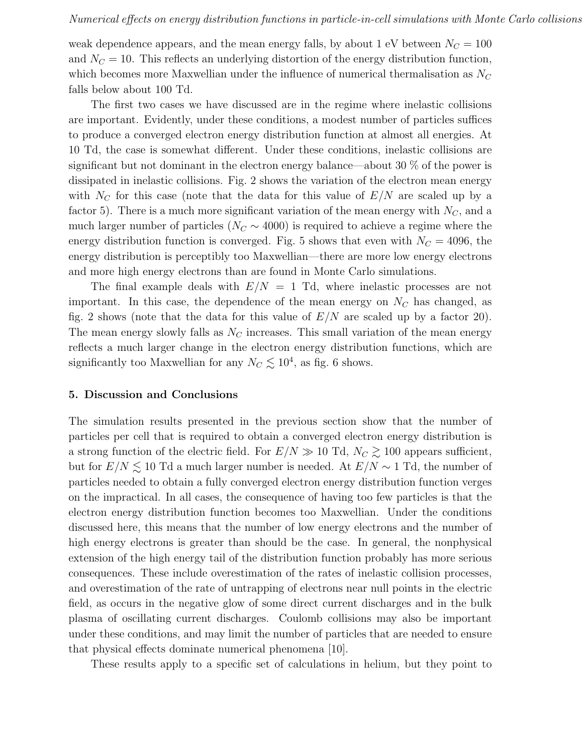weak dependence appears, and the mean energy falls, by about 1 eV between $N_C = 100$ and $N_C = 10$. This reflects an underlying distortion of the energy distribution function, which becomes more Maxwellian under the influence of numerical thermalisation as $N_C$ falls below about 100 Td.

The first two cases we have discussed are in the regime where inelastic collisions are important. Evidently, under these conditions, a modest number of particles suffices to produce a converged electron energy distribution function at almost all energies. At 10 Td, the case is somewhat different. Under these conditions, inelastic collisions are significant but not dominant in the electron energy balance—about 30 % of the power is dissipated in inelastic collisions. Fig. 2 shows the variation of the electron mean energy with $N_C$ for this case (note that the data for this value of $E/N$ are scaled up by a factor 5). There is a much more significant variation of the mean energy with $N_C$, and a much larger number of particles ($N_C \sim 4000$) is required to achieve a regime where the energy distribution function is converged. Fig. 5 shows that even with $N_C = 4096$, the energy distribution is perceptibly too Maxwellian—there are more low energy electrons and more high energy electrons than are found in Monte Carlo simulations.

The final example deals with $E/N = 1$ Td, where inelastic processes are not important. In this case, the dependence of the mean energy on $N_C$ has changed, as fig. 2 shows (note that the data for this value of $E/N$ are scaled up by a factor 20). The mean energy slowly falls as $N_C$ increases. This small variation of the mean energy reflects a much larger change in the electron energy distribution functions, which are significantly too Maxwellian for any $N_C \lesssim 10^4$, as fig. 6 shows.

## 5. Discussion and Conclusions

The simulation results presented in the previous section show that the number of particles per cell that is required to obtain a converged electron energy distribution is a strong function of the electric field. For $E/N \gg 10$ Td, $N_C \gtrsim 100$ appears sufficient, but for $E/N \lesssim 10$ Td a much larger number is needed. At $E/N \sim 1$ Td, the number of particles needed to obtain a fully converged electron energy distribution function verges on the impractical. In all cases, the consequence of having too few particles is that the electron energy distribution function becomes too Maxwellian. Under the conditions discussed here, this means that the number of low energy electrons and the number of high energy electrons is greater than should be the case. In general, the nonphysical extension of the high energy tail of the distribution function probably has more serious consequences. These include overestimation of the rates of inelastic collision processes, and overestimation of the rate of untrapping of electrons near null points in the electric field, as occurs in the negative glow of some direct current discharges and in the bulk plasma of oscillating current discharges. Coulomb collisions may also be important under these conditions, and may limit the number of particles that are needed to ensure that physical effects dominate numerical phenomena [10].

These results apply to a specific set of calculations in helium, but they point to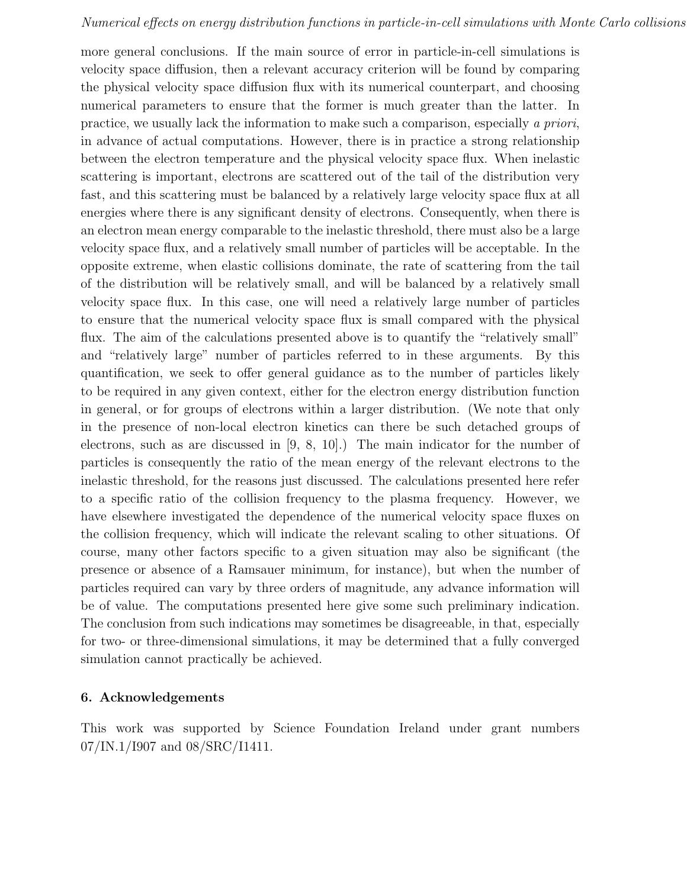more general conclusions. If the main source of error in particle-in-cell simulations is velocity space diffusion, then a relevant accuracy criterion will be found by comparing the physical velocity space diffusion flux with its numerical counterpart, and choosing numerical parameters to ensure that the former is much greater than the latter. In practice, we usually lack the information to make such a comparison, especially *a priori*, in advance of actual computations. However, there is in practice a strong relationship between the electron temperature and the physical velocity space flux. When inelastic scattering is important, electrons are scattered out of the tail of the distribution very fast, and this scattering must be balanced by a relatively large velocity space flux at all energies where there is any significant density of electrons. Consequently, when there is an electron mean energy comparable to the inelastic threshold, there must also be a large velocity space flux, and a relatively small number of particles will be acceptable. In the opposite extreme, when elastic collisions dominate, the rate of scattering from the tail of the distribution will be relatively small, and will be balanced by a relatively small velocity space flux. In this case, one will need a relatively large number of particles to ensure that the numerical velocity space flux is small compared with the physical flux. The aim of the calculations presented above is to quantify the "relatively small" and "relatively large" number of particles referred to in these arguments. By this quantification, we seek to offer general guidance as to the number of particles likely to be required in any given context, either for the electron energy distribution function in general, or for groups of electrons within a larger distribution. (We note that only in the presence of non-local electron kinetics can there be such detached groups of electrons, such as are discussed in [9, 8, 10].) The main indicator for the number of particles is consequently the ratio of the mean energy of the relevant electrons to the inelastic threshold, for the reasons just discussed. The calculations presented here refer to a specific ratio of the collision frequency to the plasma frequency. However, we have elsewhere investigated the dependence of the numerical velocity space fluxes on the collision frequency, which will indicate the relevant scaling to other situations. Of course, many other factors specific to a given situation may also be significant (the presence or absence of a Ramsauer minimum, for instance), but when the number of particles required can vary by three orders of magnitude, any advance information will be of value. The computations presented here give some such preliminary indication. The conclusion from such indications may sometimes be disagreeable, in that, especially for two- or three-dimensional simulations, it may be determined that a fully converged simulation cannot practically be achieved.

## 6. Acknowledgements

This work was supported by Science Foundation Ireland under grant numbers 07/IN.1/I907 and 08/SRC/I1411.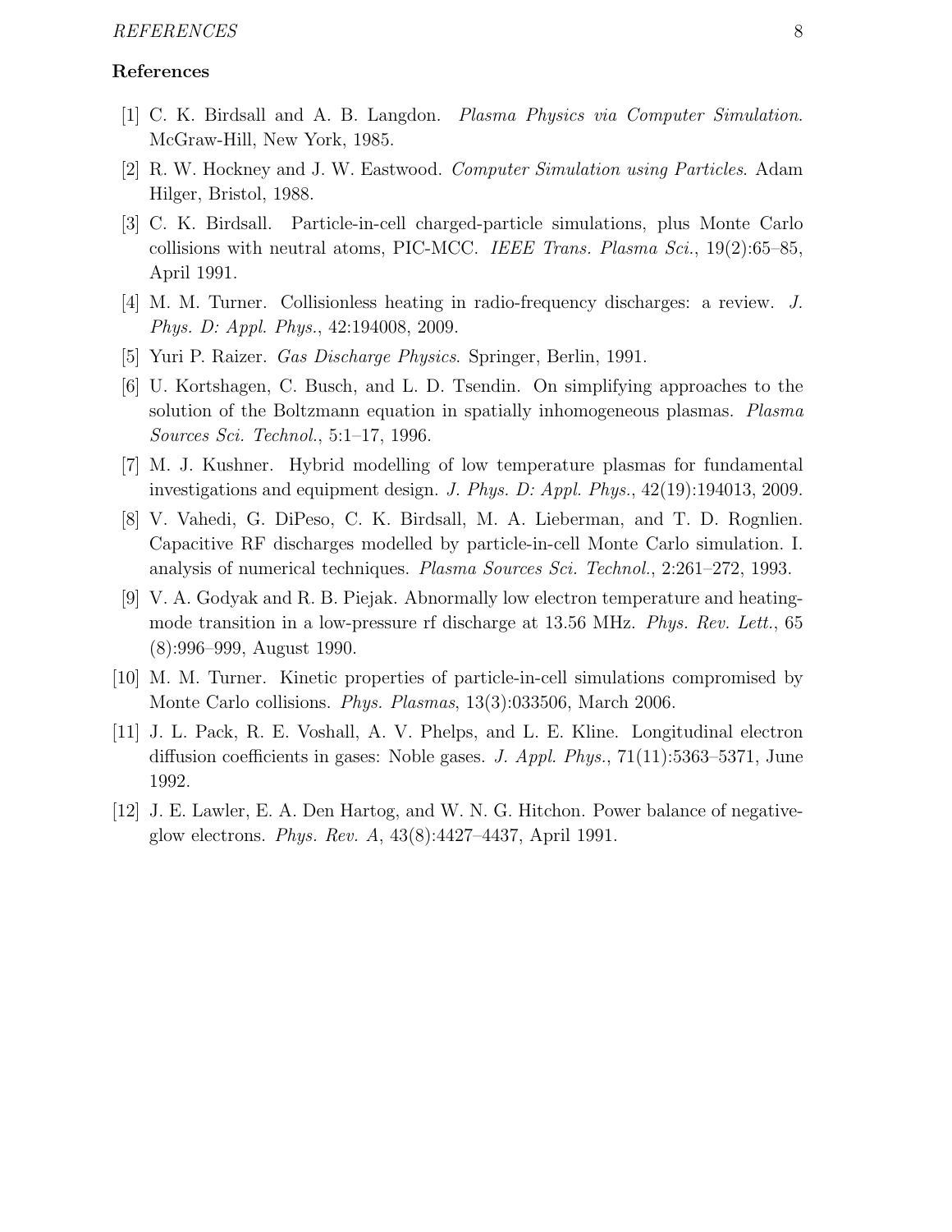## References

[1] C. K. Birdsall and A. B. Langdon. *Plasma Physics via Computer Simulation*. McGraw-Hill, New York, 1985.

[2] R. W. Hockney and J. W. Eastwood. *Computer Simulation using Particles*. Adam Hilger, Bristol, 1988.

[3] C. K. Birdsall. Particle-in-cell charged-particle simulations, plus Monte Carlo collisions with neutral atoms, PIC-MCC. *IEEE Trans. Plasma Sci.*, 19(2):65–85, April 1991.

[4] M. M. Turner. Collisionless heating in radio-frequency discharges: a review. *J. Phys. D: Appl. Phys.*, 42:194008, 2009.

[5] Yuri P. Raizer. *Gas Discharge Physics*. Springer, Berlin, 1991.

[6] U. Kortshagen, C. Busch, and L. D. Tsendin. On simplifying approaches to the solution of the Boltzmann equation in spatially inhomogeneous plasmas. *Plasma Sources Sci. Technol.*, 5:1–17, 1996.

[7] M. J. Kushner. Hybrid modelling of low temperature plasmas for fundamental investigations and equipment design. *J. Phys. D: Appl. Phys.*, 42(19):194013, 2009.

[8] V. Vahedi, G. DiPeso, C. K. Birdsall, M. A. Lieberman, and T. D. Rognlien. Capacitive RF discharges modelled by particle-in-cell Monte Carlo simulation. I. analysis of numerical techniques. *Plasma Sources Sci. Technol.*, 2:261–272, 1993.

[9] V. A. Godyak and R. B. Piejak. Abnormally low electron temperature and heating-mode transition in a low-pressure rf discharge at 13.56 MHz. *Phys. Rev. Lett.*, 65 (8):996–999, August 1990.

[10] M. M. Turner. Kinetic properties of particle-in-cell simulations compromised by Monte Carlo collisions. *Phys. Plasmas*, 13(3):033506, March 2006.

[11] J. L. Pack, R. E. Voshall, A. V. Phelps, and L. E. Kline. Longitudinal electron diffusion coefficients in gases: Noble gases. *J. Appl. Phys.*, 71(11):5363–5371, June 1992.

[12] J. E. Lawler, E. A. Den Hartog, and W. N. G. Hitchon. Power balance of negative-glow electrons. *Phys. Rev. A*, 43(8):4427–4437, April 1991.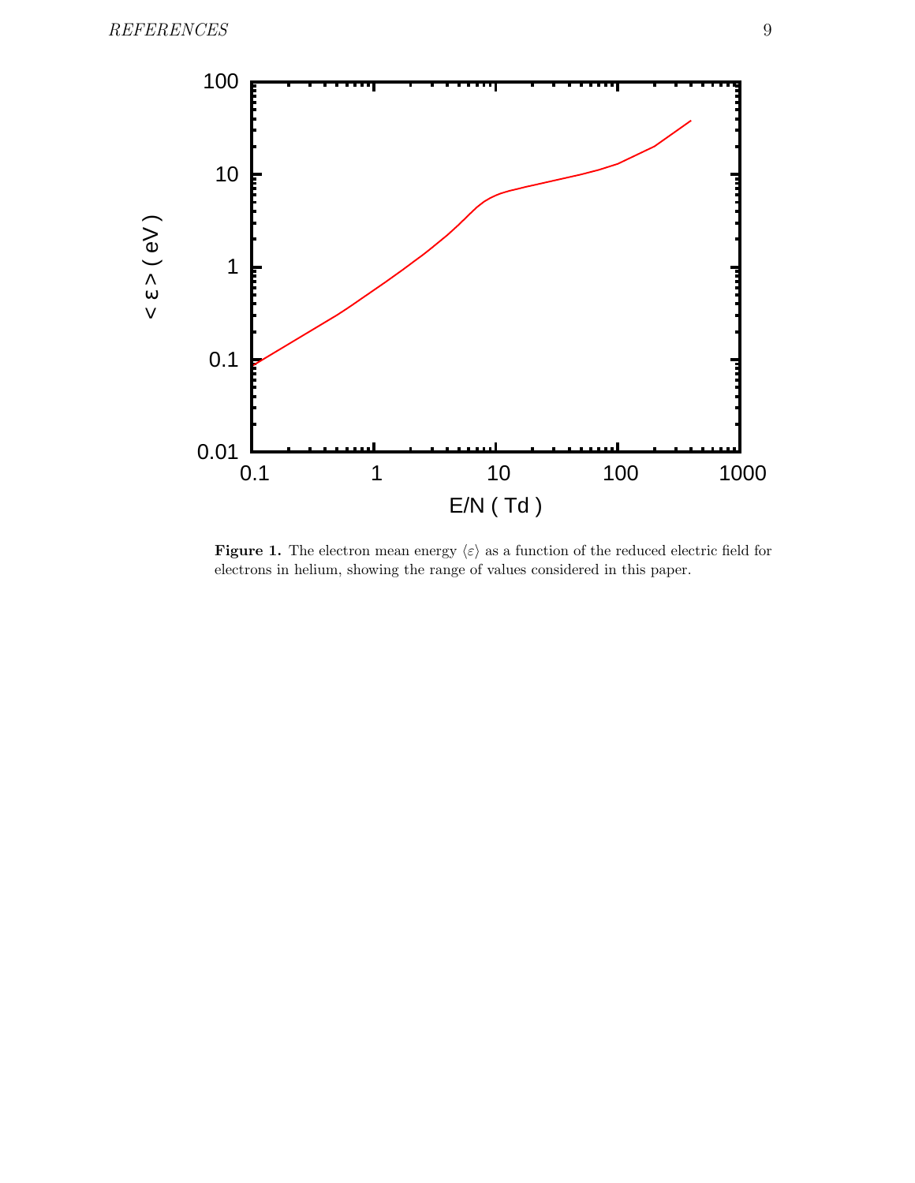**Figure 1.** The electron mean energy $\langle\varepsilon\rangle$ as a function of the reduced electric field for electrons in helium, showing the range of values considered in this paper.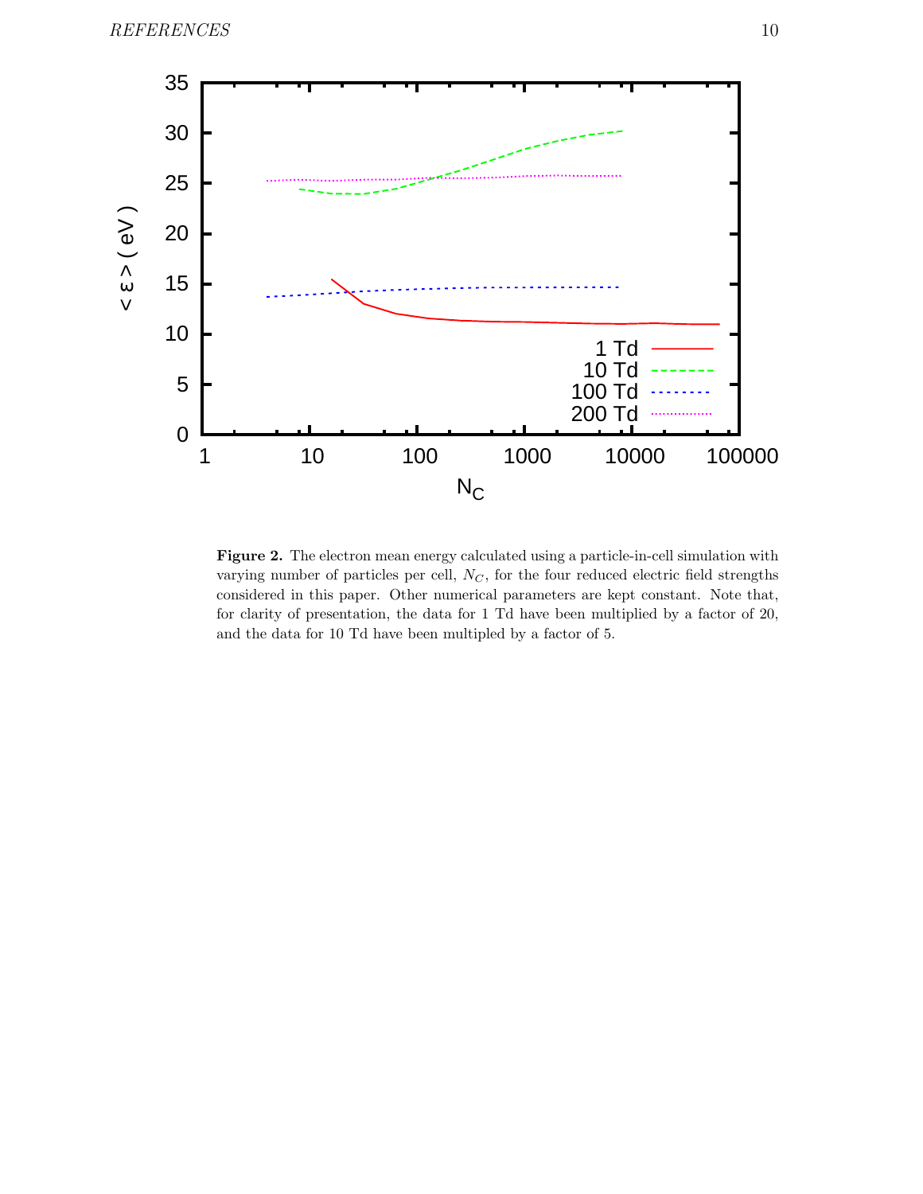**Figure 2.** The electron mean energy calculated using a particle-in-cell simulation with varying number of particles per cell, $N_C$, for the four reduced electric field strengths considered in this paper. Other numerical parameters are kept constant. Note that, for clarity of presentation, the data for 1 Td have been multiplied by a factor of 20, and the data for 10 Td have been multipled by a factor of 5.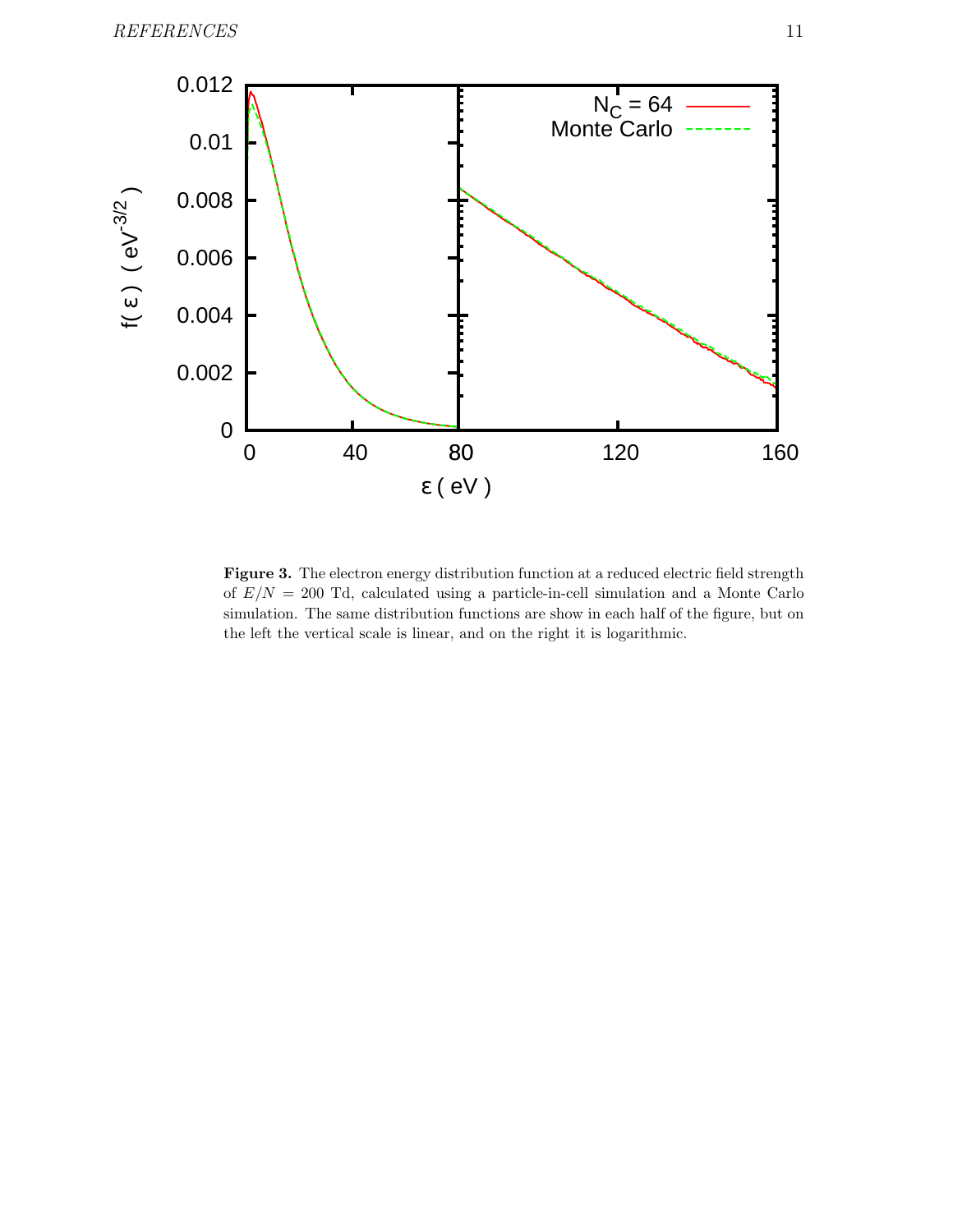**Figure 3.** The electron energy distribution function at a reduced electric field strength of $E/N = 200$ Td, calculated using a particle-in-cell simulation and a Monte Carlo simulation. The same distribution functions are show in each half of the figure, but on the left the vertical scale is linear, and on the right it is logarithmic.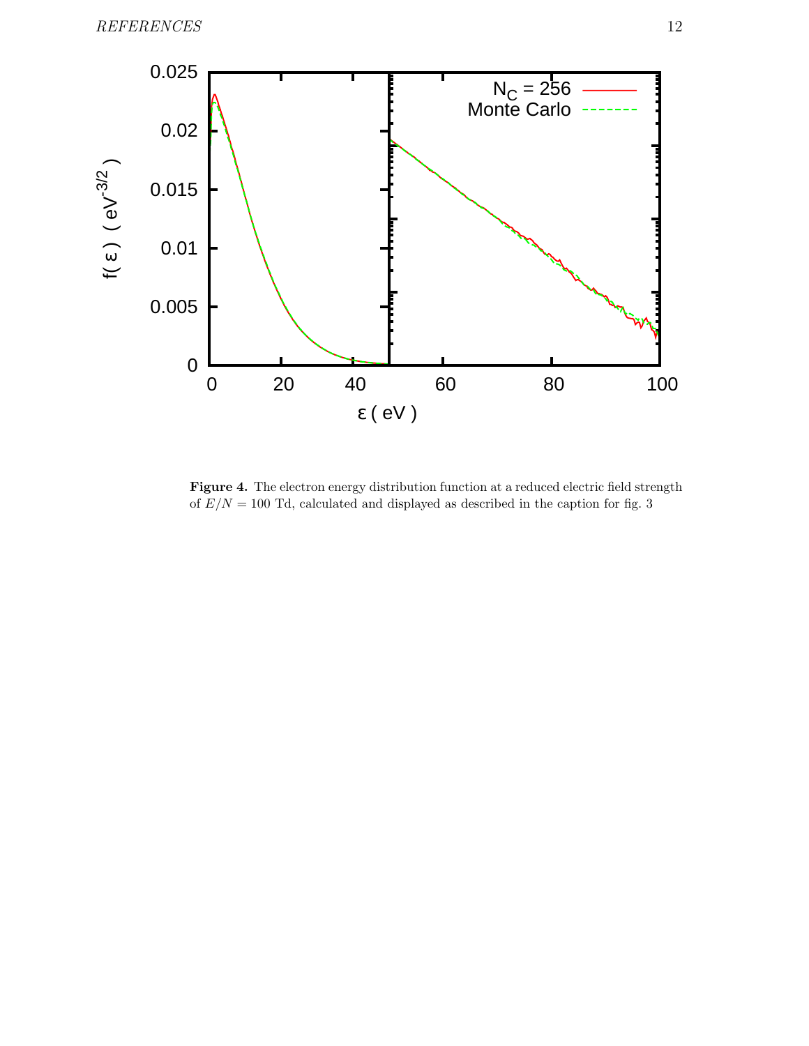**Figure 4.** The electron energy distribution function at a reduced electric field strength of $E/N = 100$ Td, calculated and displayed as described in the caption for fig. 3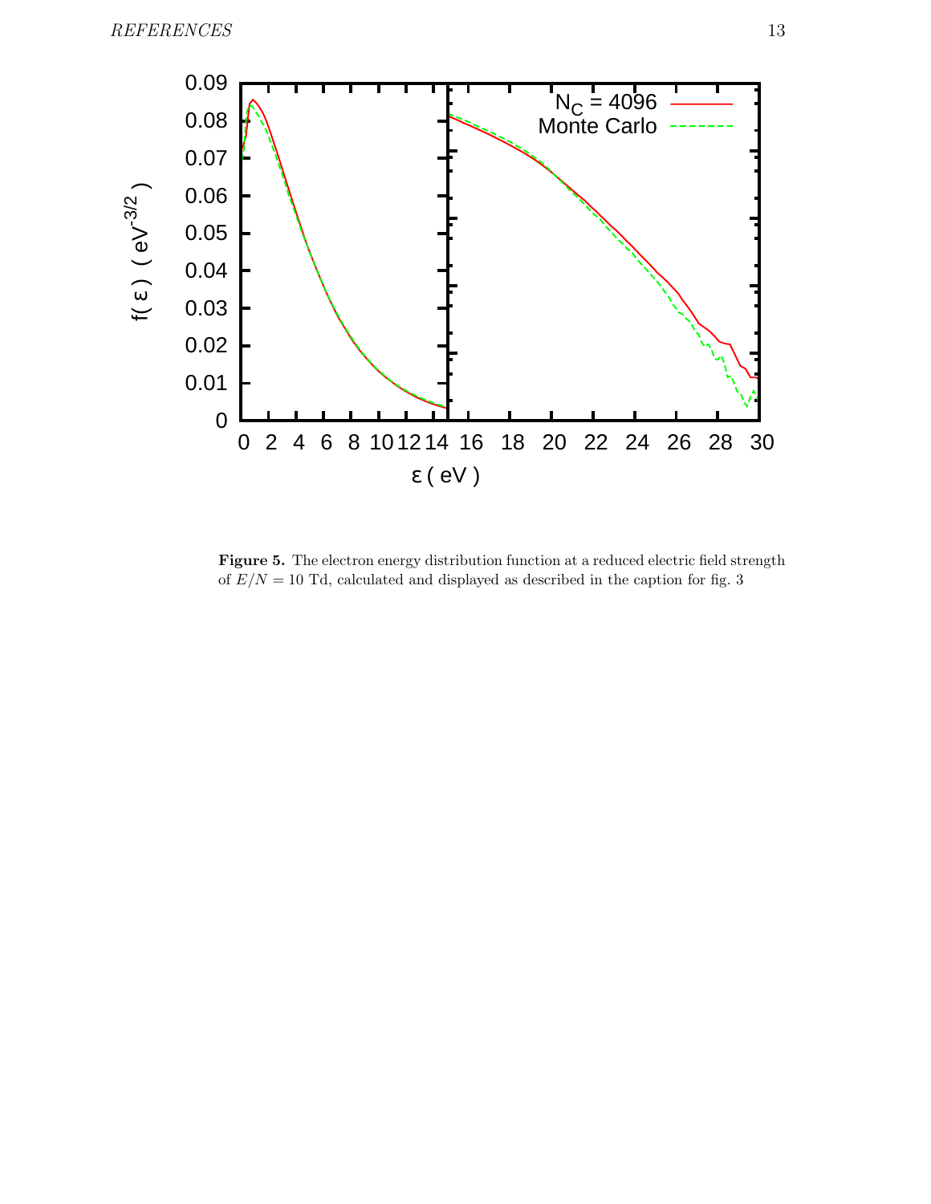**Figure 5.** The electron energy distribution function at a reduced electric field strength of $E/N = 10$ Td, calculated and displayed as described in the caption for fig. 3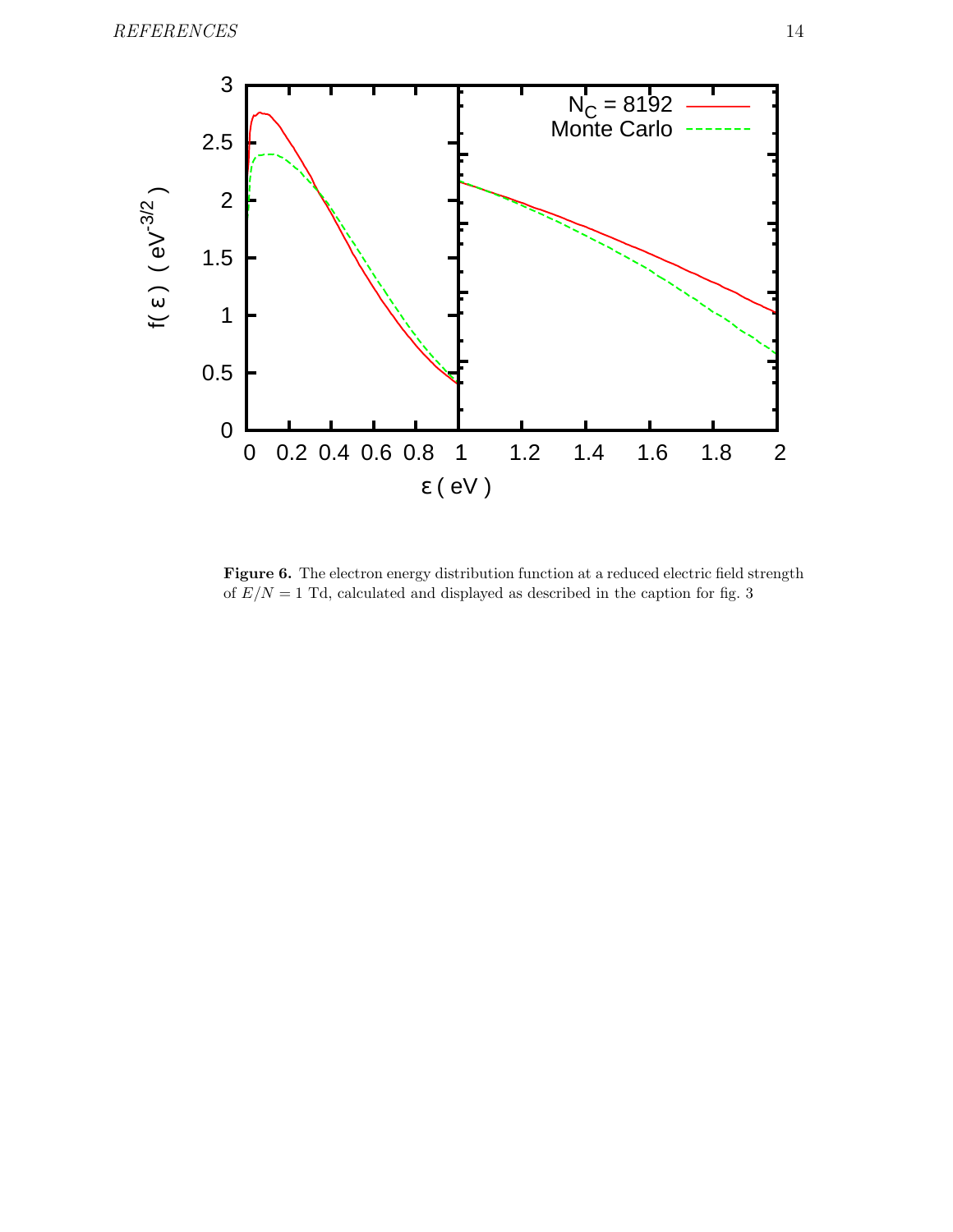$N_C$ = 8192

Monte Carlo

f( ε ) ( eV$^{-3/2}$ )

0

0.5

1

1.5

2

2.5

3

0 0.2 0.4 0.6 0.8 1 1.2 1.4 1.6 1.8 2

ε ( eV )

**Figure 6.** The electron energy distribution function at a reduced electric field strength of $E/N = 1$ Td, calculated and displayed as described in the caption for fig. 3